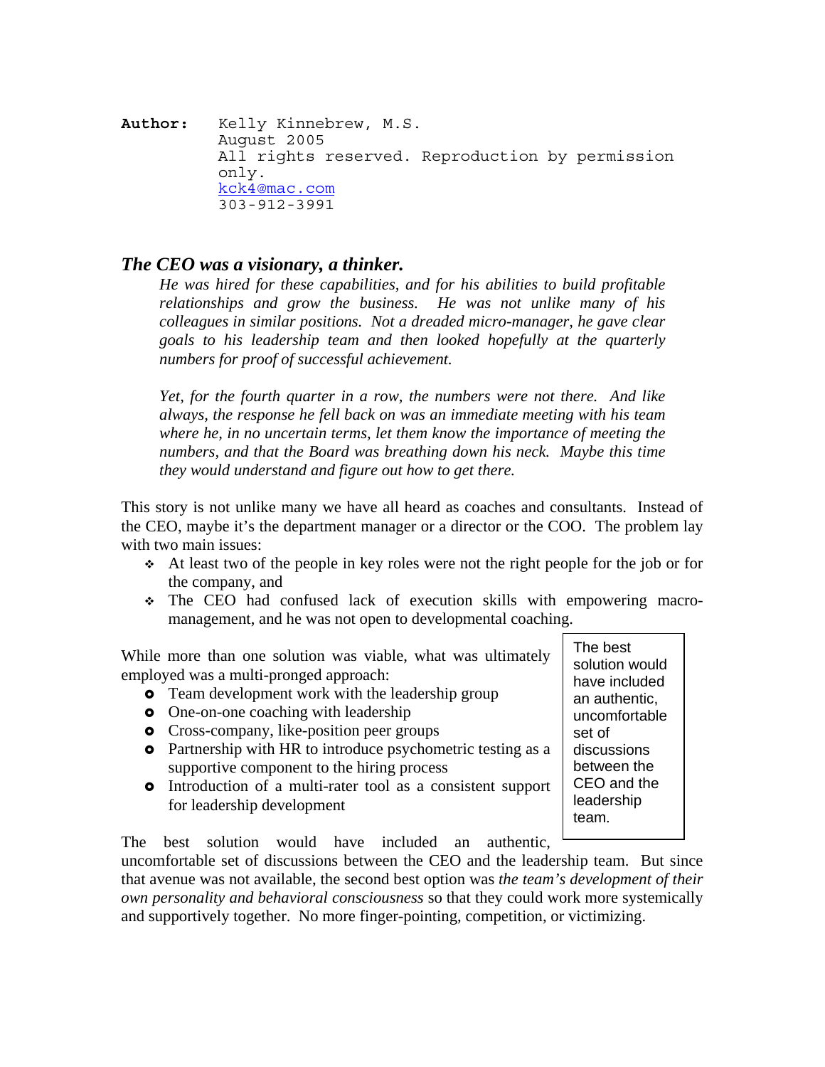**Author:** Kelly Kinnebrew, M.S.
August 2005
All rights reserved. Reproduction by permission only.
kck4@mac.com
303-912-3991

## *The CEO was a visionary, a thinker.*

*He was hired for these capabilities, and for his abilities to build profitable relationships and grow the business. He was not unlike many of his colleagues in similar positions. Not a dreaded micro-manager, he gave clear goals to his leadership team and then looked hopefully at the quarterly numbers for proof of successful achievement.*

*Yet, for the fourth quarter in a row, the numbers were not there. And like always, the response he fell back on was an immediate meeting with his team where he, in no uncertain terms, let them know the importance of meeting the numbers, and that the Board was breathing down his neck. Maybe this time they would understand and figure out how to get there.*

This story is not unlike many we have all heard as coaches and consultants. Instead of the CEO, maybe it's the department manager or a director or the COO. The problem lay with two main issues:

- At least two of the people in key roles were not the right people for the job or for the company, and
- The CEO had confused lack of execution skills with empowering macro-management, and he was not open to developmental coaching.

While more than one solution was viable, what was ultimately employed was a multi-pronged approach:

- Team development work with the leadership group
- One-on-one coaching with leadership
- Cross-company, like-position peer groups
- Partnership with HR to introduce psychometric testing as a supportive component to the hiring process
- Introduction of a multi-rater tool as a consistent support for leadership development

> The best solution would have included an authentic, uncomfortable set of discussions between the CEO and the leadership team.

The best solution would have included an authentic, uncomfortable set of discussions between the CEO and the leadership team. But since that avenue was not available, the second best option was *the team's development of their own personality and behavioral consciousness* so that they could work more systemically and supportively together. No more finger-pointing, competition, or victimizing.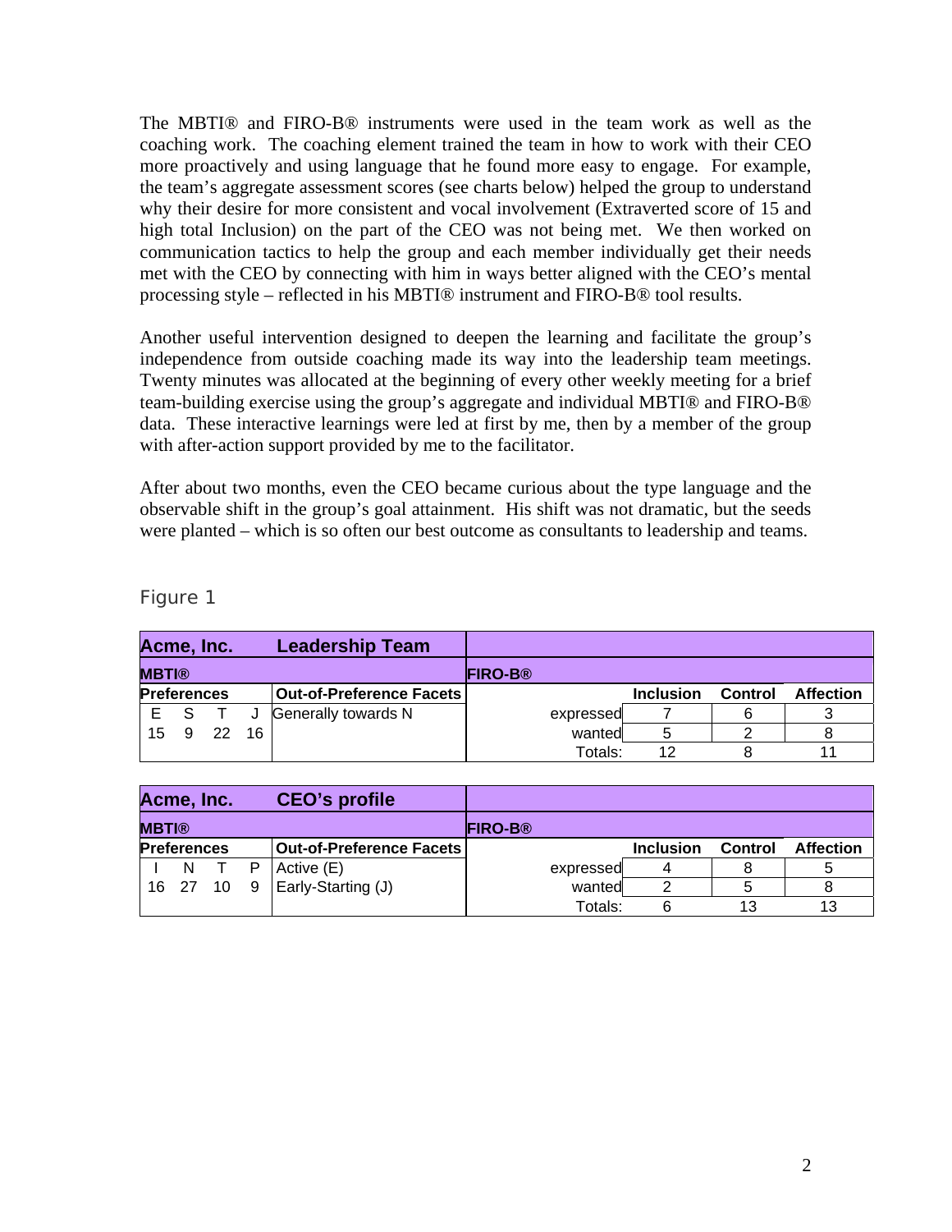The MBTI® and FIRO-B® instruments were used in the team work as well as the coaching work. The coaching element trained the team in how to work with their CEO more proactively and using language that he found more easy to engage. For example, the team's aggregate assessment scores (see charts below) helped the group to understand why their desire for more consistent and vocal involvement (Extraverted score of 15 and high total Inclusion) on the part of the CEO was not being met. We then worked on communication tactics to help the group and each member individually get their needs met with the CEO by connecting with him in ways better aligned with the CEO's mental processing style – reflected in his MBTI® instrument and FIRO-B® tool results.

Another useful intervention designed to deepen the learning and facilitate the group's independence from outside coaching made its way into the leadership team meetings. Twenty minutes was allocated at the beginning of every other weekly meeting for a brief team-building exercise using the group's aggregate and individual MBTI® and FIRO-B® data. These interactive learnings were led at first by me, then by a member of the group with after-action support provided by me to the facilitator.

After about two months, even the CEO became curious about the type language and the observable shift in the group's goal attainment. His shift was not dramatic, but the seeds were planted – which is so often our best outcome as consultants to leadership and teams.

Figure 1

| Acme, Inc. | | | | Leadership Team | | | | |
|---|---|---|---|---|---|---|---|---|
| **MBTI®** | | | | | **FIRO-B®** | | | |
| **Preferences** | | | | **Out-of-Preference Facets** | | **Inclusion** | **Control** | **Affection** |
| E | S | T | J | Generally towards N | expressed | 7 | 6 | 3 |
| 15 | 9 | 22 | 16 | | wanted | 5 | 2 | 8 |
| | | | | | Totals: | 12 | 8 | 11 |

| Acme, Inc. | | | | CEO's profile | | | | |
|---|---|---|---|---|---|---|---|---|
| **MBTI®** | | | | | **FIRO-B®** | | | |
| **Preferences** | | | | **Out-of-Preference Facets** | | **Inclusion** | **Control** | **Affection** |
| I | N | T | P | Active (E) | expressed | 4 | 8 | 5 |
| 16 | 27 | 10 | 9 | Early-Starting (J) | wanted | 2 | 5 | 8 |
| | | | | | Totals: | 6 | 13 | 13 |